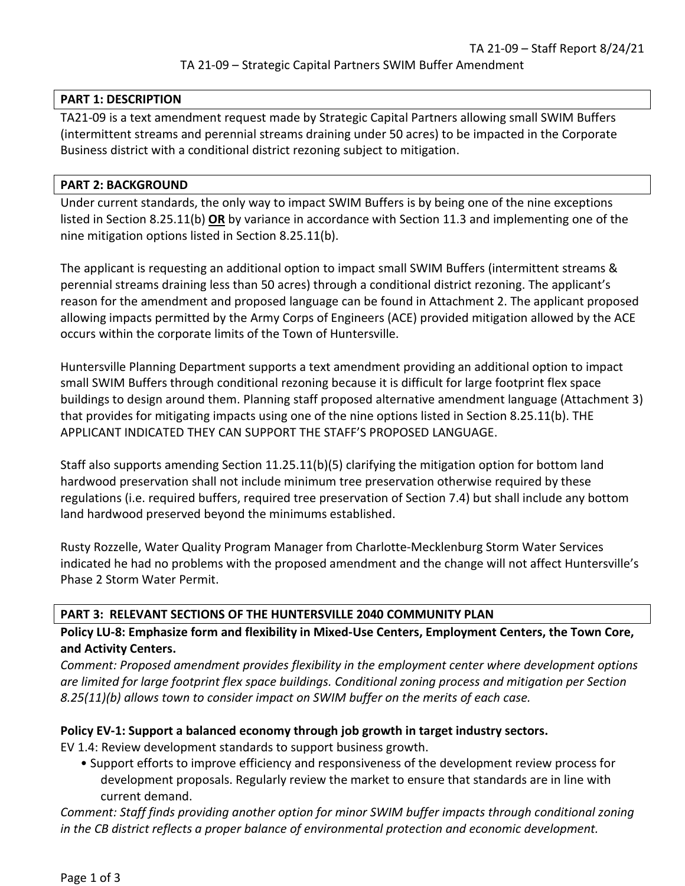TA 21-09 – Strategic Capital Partners SWIM Buffer Amendment

## PART 1: DESCRIPTION

TA21-09 is a text amendment request made by Strategic Capital Partners allowing small SWIM Buffers (intermittent streams and perennial streams draining under 50 acres) to be impacted in the Corporate Business district with a conditional district rezoning subject to mitigation.

## PART 2: BACKGROUND

Under current standards, the only way to impact SWIM Buffers is by being one of the nine exceptions listed in Section 8.25.11(b) **OR** by variance in accordance with Section 11.3 and implementing one of the nine mitigation options listed in Section 8.25.11(b).

The applicant is requesting an additional option to impact small SWIM Buffers (intermittent streams & perennial streams draining less than 50 acres) through a conditional district rezoning. The applicant's reason for the amendment and proposed language can be found in Attachment 2. The applicant proposed allowing impacts permitted by the Army Corps of Engineers (ACE) provided mitigation allowed by the ACE occurs within the corporate limits of the Town of Huntersville.

Huntersville Planning Department supports a text amendment providing an additional option to impact small SWIM Buffers through conditional rezoning because it is difficult for large footprint flex space buildings to design around them. Planning staff proposed alternative amendment language (Attachment 3) that provides for mitigating impacts using one of the nine options listed in Section 8.25.11(b). THE APPLICANT INDICATED THEY CAN SUPPORT THE STAFF'S PROPOSED LANGUAGE.

Staff also supports amending Section 11.25.11(b)(5) clarifying the mitigation option for bottom land hardwood preservation shall not include minimum tree preservation otherwise required by these regulations (i.e. required buffers, required tree preservation of Section 7.4) but shall include any bottom land hardwood preserved beyond the minimums established.

Rusty Rozzelle, Water Quality Program Manager from Charlotte-Mecklenburg Storm Water Services indicated he had no problems with the proposed amendment and the change will not affect Huntersville's Phase 2 Storm Water Permit.

## PART 3: RELEVANT SECTIONS OF THE HUNTERSVILLE 2040 COMMUNITY PLAN

**Policy LU-8: Emphasize form and flexibility in Mixed-Use Centers, Employment Centers, the Town Core, and Activity Centers.**

*Comment: Proposed amendment provides flexibility in the employment center where development options are limited for large footprint flex space buildings. Conditional zoning process and mitigation per Section 8.25(11)(b) allows town to consider impact on SWIM buffer on the merits of each case.*

**Policy EV-1: Support a balanced economy through job growth in target industry sectors.**

EV 1.4: Review development standards to support business growth.

- Support efforts to improve efficiency and responsiveness of the development review process for development proposals. Regularly review the market to ensure that standards are in line with current demand.

*Comment: Staff finds providing another option for minor SWIM buffer impacts through conditional zoning in the CB district reflects a proper balance of environmental protection and economic development.*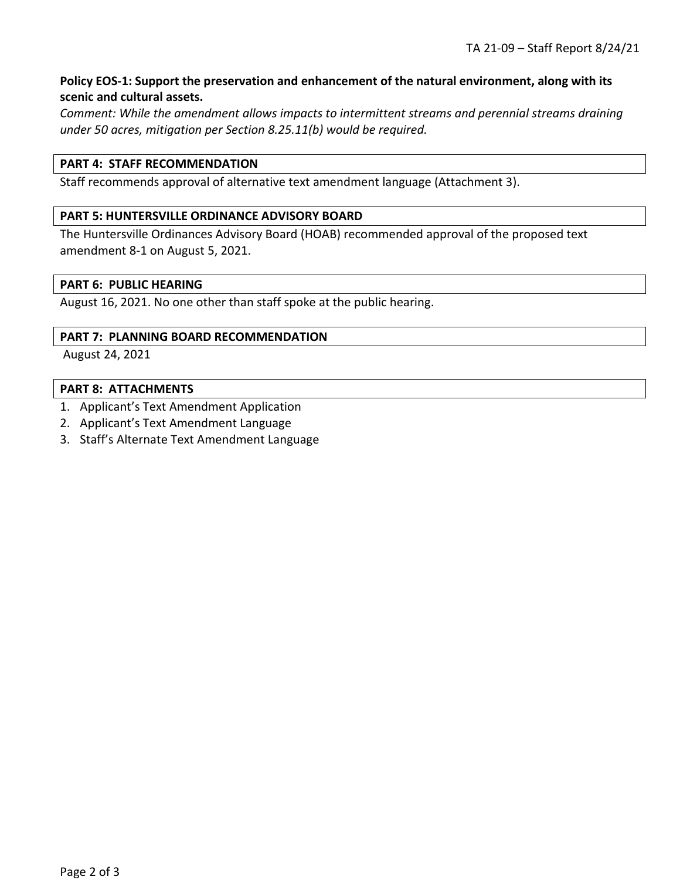**Policy EOS-1: Support the preservation and enhancement of the natural environment, along with its scenic and cultural assets.**

*Comment: While the amendment allows impacts to intermittent streams and perennial streams draining under 50 acres, mitigation per Section 8.25.11(b) would be required.*

## PART 4: STAFF RECOMMENDATION

Staff recommends approval of alternative text amendment language (Attachment 3).

## PART 5: HUNTERSVILLE ORDINANCE ADVISORY BOARD

The Huntersville Ordinances Advisory Board (HOAB) recommended approval of the proposed text amendment 8-1 on August 5, 2021.

## PART 6: PUBLIC HEARING

August 16, 2021. No one other than staff spoke at the public hearing.

## PART 7: PLANNING BOARD RECOMMENDATION

August 24, 2021

## PART 8: ATTACHMENTS

1. Applicant's Text Amendment Application
2. Applicant's Text Amendment Language
3. Staff's Alternate Text Amendment Language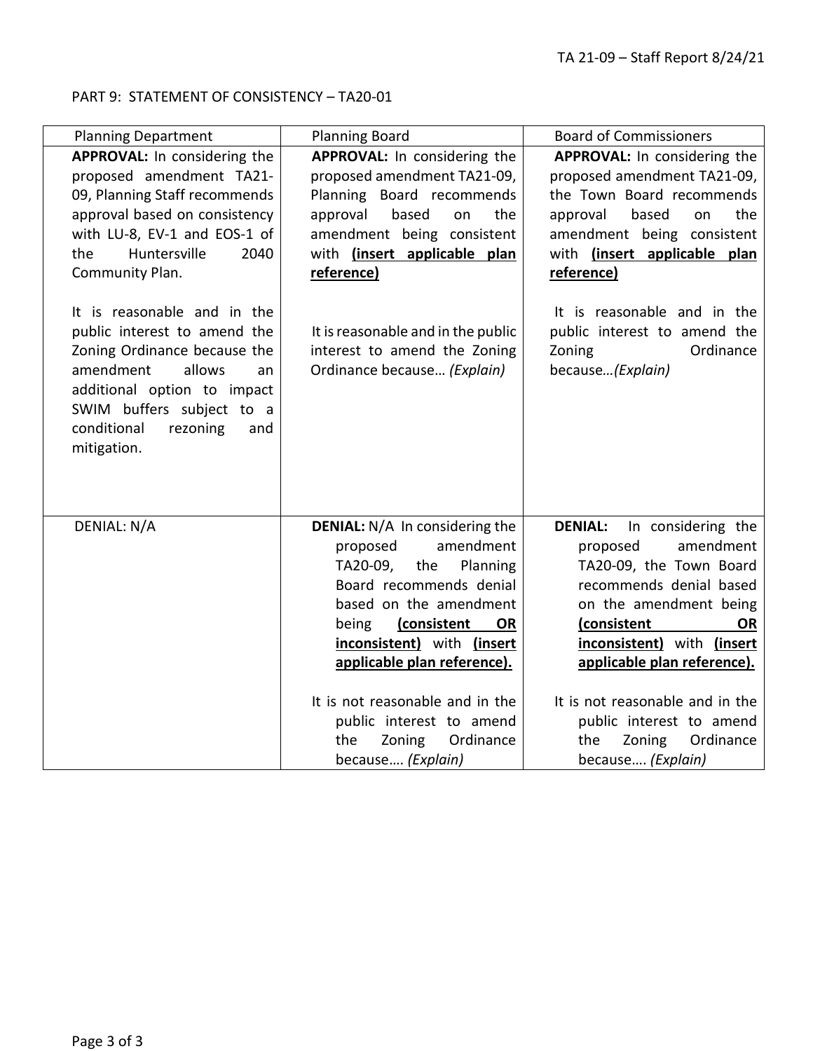PART 9: STATEMENT OF CONSISTENCY – TA20-01

| Planning Department | Planning Board | Board of Commissioners |
|---|---|---|
| **APPROVAL:** In considering the proposed amendment TA21-09, Planning Staff recommends approval based on consistency with LU-8, EV-1 and EOS-1 of the Huntersville 2040 Community Plan.<br><br>It is reasonable and in the public interest to amend the Zoning Ordinance because the amendment allows an additional option to impact SWIM buffers subject to a conditional rezoning and mitigation. | **APPROVAL:** In considering the proposed amendment TA21-09, Planning Board recommends approval based on the amendment being consistent with **(insert applicable plan reference)**<br><br>It is reasonable and in the public interest to amend the Zoning Ordinance because… *(Explain)* | **APPROVAL:** In considering the proposed amendment TA21-09, the Town Board recommends approval based on the amendment being consistent with **(insert applicable plan reference)**<br><br>It is reasonable and in the public interest to amend the Zoning Ordinance because…*(Explain)* |
| DENIAL: N/A | **DENIAL:** N/A In considering the proposed amendment TA20-09, the Planning Board recommends denial based on the amendment being **(consistent OR inconsistent)** with **(insert applicable plan reference).**<br><br>It is not reasonable and in the public interest to amend the Zoning Ordinance because…. *(Explain)* | **DENIAL:** In considering the proposed amendment TA20-09, the Town Board recommends denial based on the amendment being **(consistent OR inconsistent)** with **(insert applicable plan reference).**<br><br>It is not reasonable and in the public interest to amend the Zoning Ordinance because…. *(Explain)* |